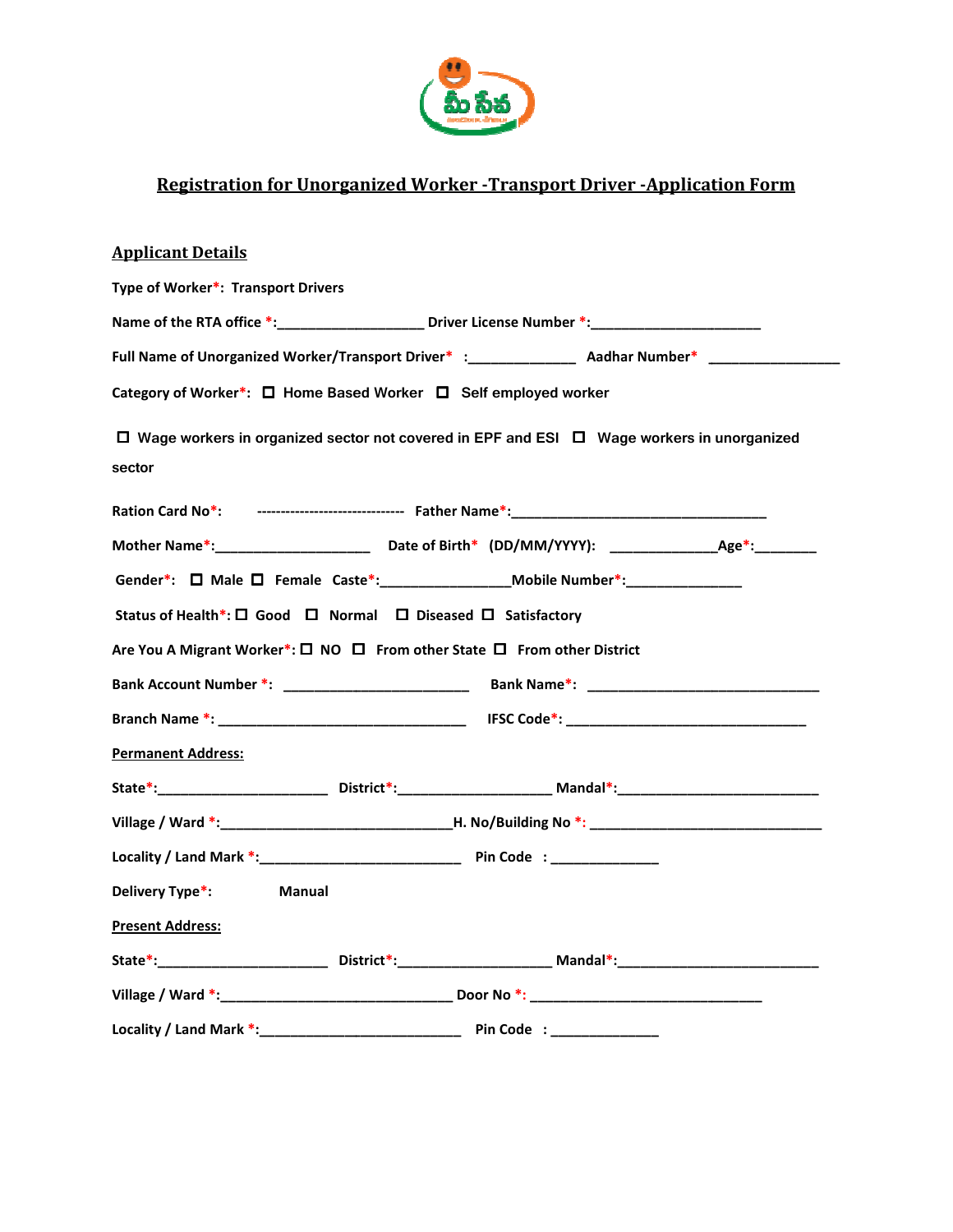# Registration for Unorganized Worker -Transport Driver -Application Form

## Applicant Details

Type of Worker*: Transport Drivers

Name of the RTA office *:___________________ Driver License Number *:______________________

Full Name of Unorganized Worker/Transport Driver* :______________ Aadhar Number* _________________

Category of Worker*: ☐ Home Based Worker ☐ Self employed worker

☐ Wage workers in organized sector not covered in EPF and ESI ☐ Wage workers in unorganized sector

Ration Card No*: ------------------------------ Father Name*:_________________________________

Mother Name*:____________________ Date of Birth* (DD/MM/YYYY): ______________Age*:________

Gender*: ☐ Male ☐ Female Caste*:________________Mobile Number*:______________

Status of Health*: ☐ Good ☐ Normal ☐ Diseased ☐ Satisfactory

Are You A Migrant Worker*: ☐ NO ☐ From other State ☐ From other District

Bank Account Number *: ________________________ Bank Name*: ______________________________

Branch Name *: ________________________________ IFSC Code*: _______________________________

**Permanent Address:**

State*:______________________ District*:____________________ Mandal*:__________________________

Village / Ward *:______________________________H. No/Building No *: ______________________________

Locality / Land Mark *:__________________________ Pin Code : ______________

Delivery Type*: Manual

**Present Address:**

State*:______________________ District*:____________________ Mandal*:__________________________

Village / Ward *:______________________________ Door No *: ______________________________

Locality / Land Mark *:__________________________ Pin Code : ______________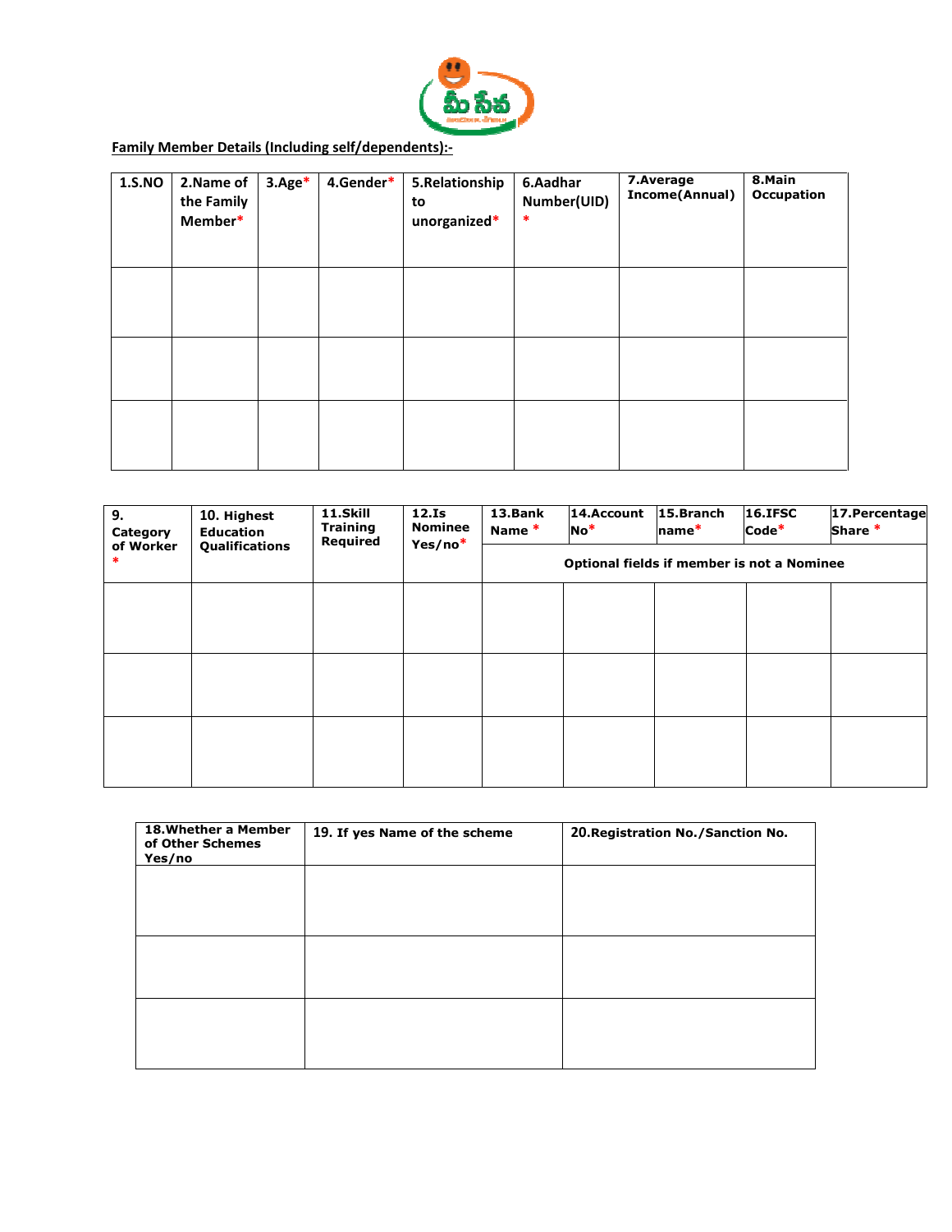**Family Member Details (Including self/dependents):-**

| 1.S.NO | 2.Name of the Family Member* | 3.Age* | 4.Gender* | 5.Relationship to unorganized* | 6.Aadhar Number(UID) * | 7.Average Income(Annual) | 8.Main Occupation |
|---|---|---|---|---|---|---|---|
| | | | | | | | |
| | | | | | | | |
| | | | | | | | |

| 9. Category of Worker * | 10. Highest Education Qualifications | 11.Skill Training Required | 12.Is Nominee Yes/no* | 13.Bank Name * | 14.Account No* | 15.Branch name* | 16.IFSC Code* | 17.Percentage Share * |
|---|---|---|---|---|---|---|---|---|
| | | | | Optional fields if member is not a Nominee | | | | |
| | | | | | | | | |
| | | | | | | | | |
| | | | | | | | | |

| 18.Whether a Member of Other Schemes Yes/no | 19. If yes Name of the scheme | 20.Registration No./Sanction No. |
|---|---|---|
| | | |
| | | |
| | | |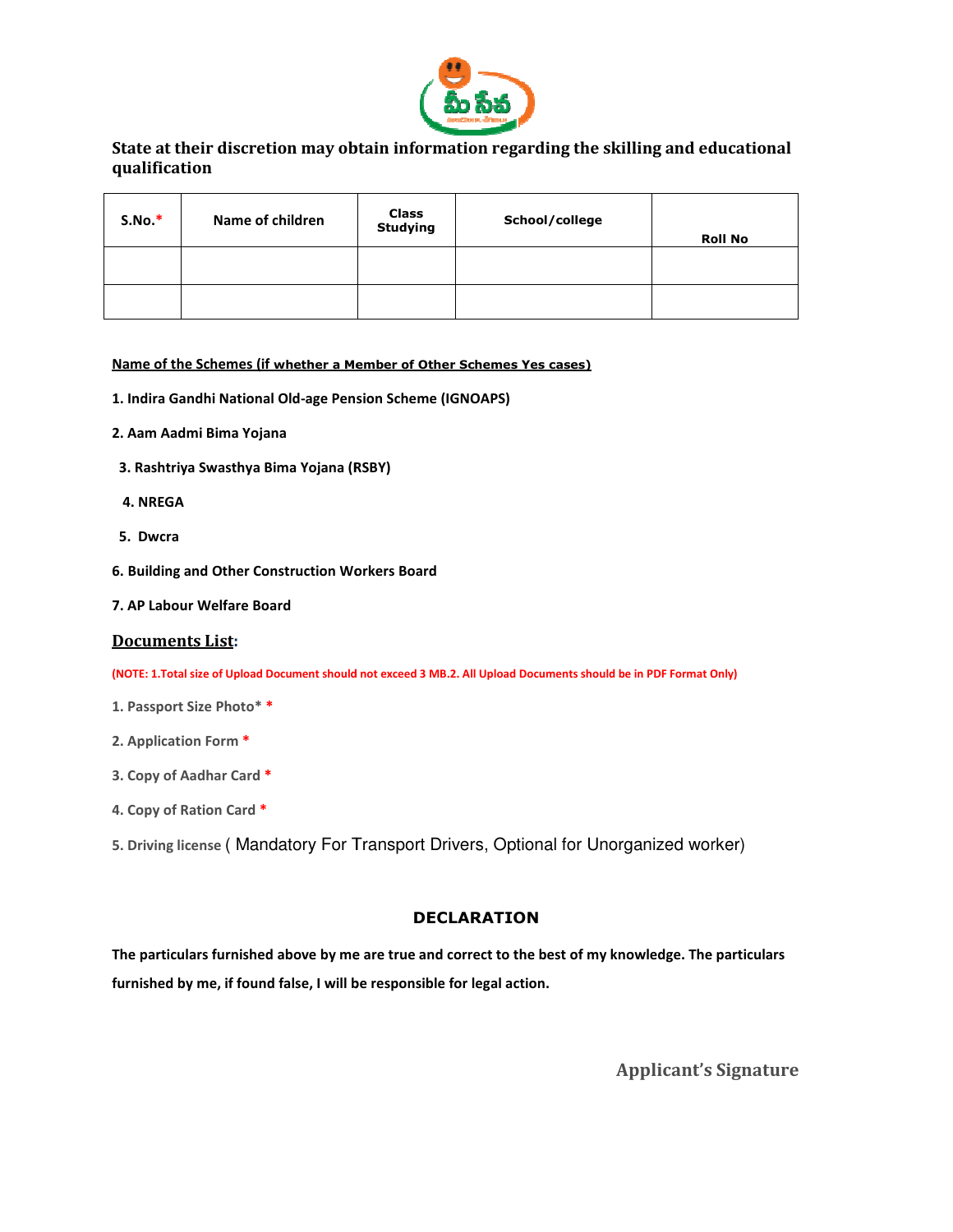**State at their discretion may obtain information regarding the skilling and educational qualification**

| S.No.* | Name of children | Class Studying | School/college | Roll No |
|---|---|---|---|---|
| | | | | |
| | | | | |

**Name of the Schemes (if whether a Member of Other Schemes Yes cases)**

1. Indira Gandhi National Old-age Pension Scheme (IGNOAPS)
2. Aam Aadmi Bima Yojana
3. Rashtriya Swasthya Bima Yojana (RSBY)
4. NREGA
5. Dwcra
6. Building and Other Construction Workers Board
7. AP Labour Welfare Board

## Documents List:

(NOTE: 1.Total size of Upload Document should not exceed 3 MB.2. All Upload Documents should be in PDF Format Only)

1. Passport Size Photo* *
2. Application Form *
3. Copy of Aadhar Card *
4. Copy of Ration Card *
5. Driving license ( Mandatory For Transport Drivers, Optional for Unorganized worker)

## DECLARATION

**The particulars furnished above by me are true and correct to the best of my knowledge. The particulars furnished by me, if found false, I will be responsible for legal action.**

Applicant's Signature